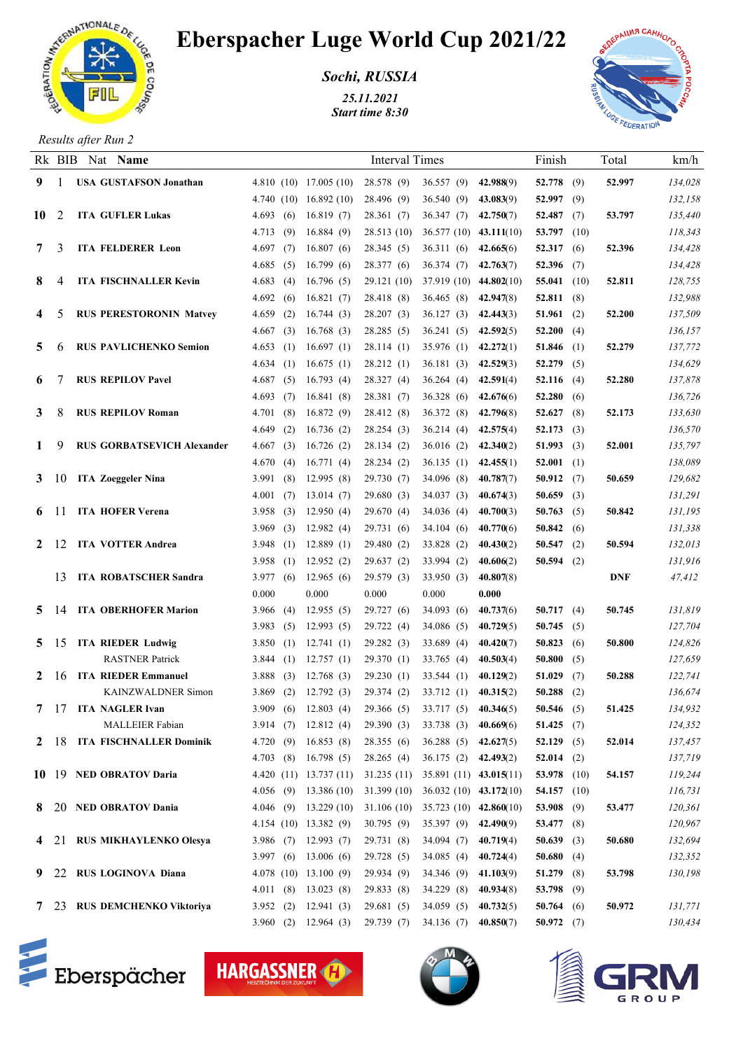# Eberspacher Luge World Cup 2021/22

*Sochi, RUSSIA*

*25.11.2021*
*Start time 8:30*

*Results after Run 2*

| Rk | BIB | Nat | Name | Interval Times | | | | | Finish | Total | km/h |
|---|---|---|---|---|---|---|---|---|---|---|---|
| 9 | 1 | USA | **GUSTAFSON Jonathan** | 4.810 (10) | 17.005 (10) | 28.578 (9) | 36.557 (9) | **42.988**(9) | **52.778** (9) | **52.997** | *134,028* |
| | | | | 4.740 (10) | 16.892 (10) | 28.496 (9) | 36.540 (9) | **43.083**(9) | **52.997** (9) | | *132,158* |
| 10 | 2 | ITA | **GUFLER Lukas** | 4.693 (6) | 16.819 (7) | 28.361 (7) | 36.347 (7) | **42.750**(7) | **52.487** (7) | **53.797** | *135,440* |
| | | | | 4.713 (9) | 16.884 (9) | 28.513 (10) | 36.577 (10) | **43.111**(10) | **53.797** (10) | | *118,343* |
| 7 | 3 | ITA | **FELDERER Leon** | 4.697 (7) | 16.807 (6) | 28.345 (5) | 36.311 (6) | **42.665**(6) | **52.317** (6) | **52.396** | *134,428* |
| | | | | 4.685 (5) | 16.799 (6) | 28.377 (6) | 36.374 (7) | **42.763**(7) | **52.396** (7) | | *134,428* |
| 8 | 4 | ITA | **FISCHNALLER Kevin** | 4.683 (4) | 16.796 (5) | 29.121 (10) | 37.919 (10) | **44.802**(10) | **55.041** (10) | **52.811** | *128,755* |
| | | | | 4.692 (6) | 16.821 (7) | 28.418 (8) | 36.465 (8) | **42.947**(8) | **52.811** (8) | | *132,988* |
| 4 | 5 | RUS | **PERESTORONIN Matvey** | 4.659 (2) | 16.744 (3) | 28.207 (3) | 36.127 (3) | **42.443**(3) | **51.961** (2) | **52.200** | *137,509* |
| | | | | 4.667 (3) | 16.768 (3) | 28.285 (5) | 36.241 (5) | **42.592**(5) | **52.200** (4) | | *136,157* |
| 5 | 6 | RUS | **PAVLICHENKO Semion** | 4.653 (1) | 16.697 (1) | 28.114 (1) | 35.976 (1) | **42.272**(1) | **51.846** (1) | **52.279** | *137,772* |
| | | | | 4.634 (1) | 16.675 (1) | 28.212 (1) | 36.181 (3) | **42.529**(3) | **52.279** (5) | | *134,629* |
| 6 | 7 | RUS | **REPILOV Pavel** | 4.687 (5) | 16.793 (4) | 28.327 (4) | 36.264 (4) | **42.591**(4) | **52.116** (4) | **52.280** | *137,878* |
| | | | | 4.693 (7) | 16.841 (8) | 28.381 (7) | 36.328 (6) | **42.676**(6) | **52.280** (6) | | *136,726* |
| 3 | 8 | RUS | **REPILOV Roman** | 4.701 (8) | 16.872 (9) | 28.412 (8) | 36.372 (8) | **42.796**(8) | **52.627** (8) | **52.173** | *133,630* |
| | | | | 4.649 (2) | 16.736 (2) | 28.254 (3) | 36.214 (4) | **42.575**(4) | **52.173** (3) | | *136,570* |
| 1 | 9 | RUS | **GORBATSEVICH Alexander** | 4.667 (3) | 16.726 (2) | 28.134 (2) | 36.016 (2) | **42.340**(2) | **51.993** (3) | **52.001** | *135,797* |
| | | | | 4.670 (4) | 16.771 (4) | 28.234 (2) | 36.135 (1) | **42.455**(1) | **52.001** (1) | | *138,089* |
| 3 | 10 | ITA | **Zoeggeler Nina** | 3.991 (8) | 12.995 (8) | 29.730 (7) | 34.096 (8) | **40.787**(7) | **50.912** (7) | **50.659** | *129,682* |
| | | | | 4.001 (7) | 13.014 (7) | 29.680 (3) | 34.037 (3) | **40.674**(3) | **50.659** (3) | | *131,291* |
| 6 | 11 | ITA | **HOFER Verena** | 3.958 (3) | 12.950 (4) | 29.670 (4) | 34.036 (4) | **40.700**(3) | **50.763** (5) | **50.842** | *131,195* |
| | | | | 3.969 (3) | 12.982 (4) | 29.731 (6) | 34.104 (6) | **40.770**(6) | **50.842** (6) | | *131,338* |
| 2 | 12 | ITA | **VOTTER Andrea** | 3.948 (1) | 12.889 (1) | 29.480 (2) | 33.828 (2) | **40.430**(2) | **50.547** (2) | **50.594** | *132,013* |
| | | | | 3.958 (1) | 12.952 (2) | 29.637 (2) | 33.994 (2) | **40.606**(2) | **50.594** (2) | | *131,916* |
| | 13 | ITA | **ROBATSCHER Sandra** | 3.977 (6) | 12.965 (6) | 29.579 (3) | 33.950 (3) | **40.807**(8) | | **DNF** | *47,412* |
| | | | | 0.000 | 0.000 | 0.000 | 0.000 | **0.000** | | | |
| 5 | 14 | ITA | **OBERHOFER Marion** | 3.966 (4) | 12.955 (5) | 29.727 (6) | 34.093 (6) | **40.737**(6) | **50.717** (4) | **50.745** | *131,819* |
| | | | | 3.983 (5) | 12.993 (5) | 29.722 (4) | 34.086 (5) | **40.729**(5) | **50.745** (5) | | *127,704* |
| 5 | 15 | ITA | **RIEDER Ludwig** | 3.850 (1) | 12.741 (1) | 29.282 (3) | 33.689 (4) | **40.420**(7) | **50.823** (6) | **50.800** | *124,826* |
| | | | RASTNER Patrick | 3.844 (1) | 12.757 (1) | 29.370 (1) | 33.765 (4) | **40.503**(4) | **50.800** (5) | | *127,659* |
| 2 | 16 | ITA | **RIEDER Emmanuel** | 3.888 (3) | 12.768 (3) | 29.230 (1) | 33.544 (1) | **40.129**(2) | **51.029** (7) | **50.288** | *122,741* |
| | | | KAINZWALDNER Simon | 3.869 (2) | 12.792 (3) | 29.374 (2) | 33.712 (1) | **40.315**(2) | **50.288** (2) | | *136,674* |
| 7 | 17 | ITA | **NAGLER Ivan** | 3.909 (6) | 12.803 (4) | 29.366 (5) | 33.717 (5) | **40.346**(5) | **50.546** (5) | **51.425** | *134,932* |
| | | | MALLEIER Fabian | 3.914 (7) | 12.812 (4) | 29.390 (3) | 33.738 (3) | **40.669**(6) | **51.425** (7) | | *124,352* |
| 2 | 18 | ITA | **FISCHNALLER Dominik** | 4.720 (9) | 16.853 (8) | 28.355 (6) | 36.288 (5) | **42.627**(5) | **52.129** (5) | **52.014** | *137,457* |
| | | | | 4.703 (8) | 16.798 (5) | 28.265 (4) | 36.175 (2) | **42.493**(2) | **52.014** (2) | | *137,719* |
| 10 | 19 | NED | **OBRATOV Daria** | 4.420 (11) | 13.737 (11) | 31.235 (11) | 35.891 (11) | **43.015**(11) | **53.978** (10) | **54.157** | *119,244* |
| | | | | 4.056 (9) | 13.386 (10) | 31.399 (10) | 36.032 (10) | **43.172**(10) | **54.157** (10) | | *116,731* |
| 8 | 20 | NED | **OBRATOV Dania** | 4.046 (9) | 13.229 (10) | 31.106 (10) | 35.723 (10) | **42.860**(10) | **53.908** (9) | **53.477** | *120,361* |
| | | | | 4.154 (10) | 13.382 (9) | 30.795 (9) | 35.397 (9) | **42.490**(9) | **53.477** (8) | | *120,967* |
| 4 | 21 | RUS | **MIKHAYLENKO Olesya** | 3.986 (7) | 12.993 (7) | 29.731 (8) | 34.094 (7) | **40.719**(4) | **50.639** (3) | **50.680** | *132,694* |
| | | | | 3.997 (6) | 13.006 (6) | 29.728 (5) | 34.085 (4) | **40.724**(4) | **50.680** (4) | | *132,352* |
| 9 | 22 | RUS | **LOGINOVA Diana** | 4.078 (10) | 13.100 (9) | 29.934 (9) | 34.346 (9) | **41.103**(9) | **51.279** (8) | **53.798** | *130,198* |
| | | | | 4.011 (8) | 13.023 (8) | 29.833 (8) | 34.229 (8) | **40.934**(8) | **53.798** (9) | | |
| 7 | 23 | RUS | **DEMCHENKO Viktoriya** | 3.952 (2) | 12.941 (3) | 29.681 (5) | 34.059 (5) | **40.732**(5) | **50.764** (6) | **50.972** | *131,771* |
| | | | | 3.960 (2) | 12.964 (3) | 29.739 (7) | 34.136 (7) | **40.850**(7) | **50.972** (7) | | *130,434* |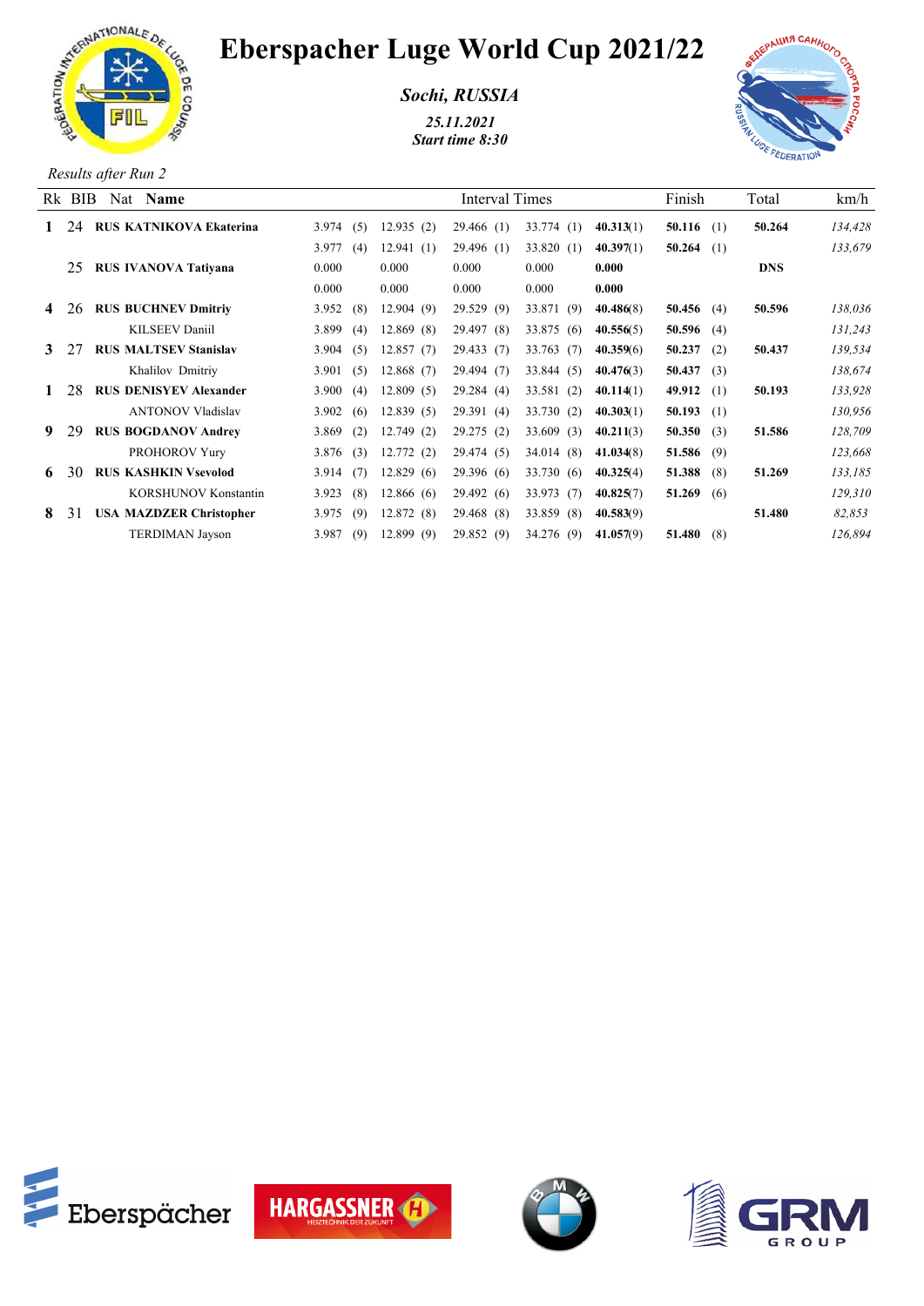# Eberspacher Luge World Cup 2021/22

***Sochi, RUSSIA***

*25.11.2021*
*Start time 8:30*

*Results after Run 2*

| Rk | BIB | Nat | Name | Interval Times | | | | | Finish | Total | km/h |
|---|---|---|---|---|---|---|---|---|---|---|---|
| **1** | 24 | **RUS** | **KATNIKOVA Ekaterina** | 3.974 (5) | 12.935 (2) | 29.466 (1) | 33.774 (1) | **40.313**(1) | **50.116** (1) | **50.264** | *134,428* |
| | | | | 3.977 (4) | 12.941 (1) | 29.496 (1) | 33.820 (1) | **40.397**(1) | **50.264** (1) | | *133,679* |
| | 25 | **RUS** | **IVANOVA Tatiyana** | 0.000 | 0.000 | 0.000 | 0.000 | **0.000** | | **DNS** | |
| | | | | 0.000 | 0.000 | 0.000 | 0.000 | **0.000** | | | |
| **4** | 26 | **RUS** | **BUCHNEV Dmitriy** | 3.952 (8) | 12.904 (9) | 29.529 (9) | 33.871 (9) | **40.486**(8) | **50.456** (4) | **50.596** | *138,036* |
| | | | KILSEEV Daniil | 3.899 (4) | 12.869 (8) | 29.497 (8) | 33.875 (6) | **40.556**(5) | **50.596** (4) | | *131,243* |
| **3** | 27 | **RUS** | **MALTSEV Stanislav** | 3.904 (5) | 12.857 (7) | 29.433 (7) | 33.763 (7) | **40.359**(6) | **50.237** (2) | **50.437** | *139,534* |
| | | | Khalilov Dmitriy | 3.901 (5) | 12.868 (7) | 29.494 (7) | 33.844 (5) | **40.476**(3) | **50.437** (3) | | *138,674* |
| **1** | 28 | **RUS** | **DENISYEV Alexander** | 3.900 (4) | 12.809 (5) | 29.284 (4) | 33.581 (2) | **40.114**(1) | **49.912** (1) | **50.193** | *133,928* |
| | | | ANTONOV Vladislav | 3.902 (6) | 12.839 (5) | 29.391 (4) | 33.730 (2) | **40.303**(1) | **50.193** (1) | | *130,956* |
| **9** | 29 | **RUS** | **BOGDANOV Andrey** | 3.869 (2) | 12.749 (2) | 29.275 (2) | 33.609 (3) | **40.211**(3) | **50.350** (3) | **51.586** | *128,709* |
| | | | PROHOROV Yury | 3.876 (3) | 12.772 (2) | 29.474 (5) | 34.014 (8) | **41.034**(8) | **51.586** (9) | | *123,668* |
| **6** | 30 | **RUS** | **KASHKIN Vsevolod** | 3.914 (7) | 12.829 (6) | 29.396 (6) | 33.730 (6) | **40.325**(4) | **51.388** (8) | **51.269** | *133,185* |
| | | | KORSHUNOV Konstantin | 3.923 (8) | 12.866 (6) | 29.492 (6) | 33.973 (7) | **40.825**(7) | **51.269** (6) | | *129,310* |
| **8** | 31 | **USA** | **MAZDZER Christopher** | 3.975 (9) | 12.872 (8) | 29.468 (8) | 33.859 (8) | **40.583**(9) | | **51.480** | *82,853* |
| | | | TERDIMAN Jayson | 3.987 (9) | 12.899 (9) | 29.852 (9) | 34.276 (9) | **41.057**(9) | **51.480** (8) | | *126,894* |